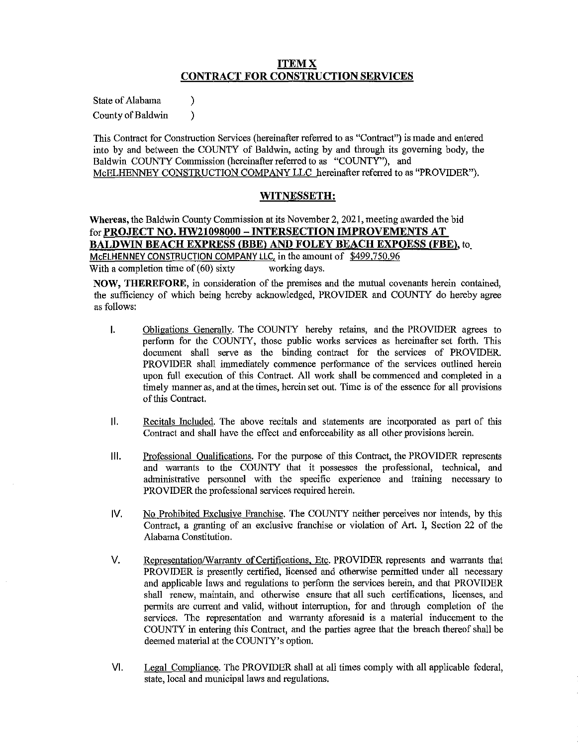## ITEM X
## CONTRACT FOR CONSTRUCTION SERVICES

State of Alabama )
County of Baldwin )

This Contract for Construction Services (hereinafter referred to as "Contract") is made and entered into by and between the COUNTY of Baldwin, acting by and through its governing body, the Baldwin COUNTY Commission (hereinafter referred to as "COUNTY"), and McELHENNEY CONSTRUCTION COMPANY LLC hereinafter referred to as "PROVIDER").

## WITNESSETH:

**Whereas,** the Baldwin County Commission at its November 2, 2021, meeting awarded the bid for **PROJECT NO. HW21098000 – INTERSECTION IMPROVEMENTS AT BALDWIN BEACH EXPRESS (BBE) AND FOLEY BEACH EXPOESS (FBE),** to McELHENNEY CONSTRUCTION COMPANY LLC, in the amount of $499,750.96 With a completion time of (60) sixty working days.

**NOW, THEREFORE,** in consideration of the premises and the mutual covenants herein contained, the sufficiency of which being hereby acknowledged, PROVIDER and COUNTY do hereby agree as follows:

I. Obligations Generally. The COUNTY hereby retains, and the PROVIDER agrees to perform for the COUNTY, those public works services as hereinafter set forth. This document shall serve as the binding contract for the services of PROVIDER. PROVIDER shall immediately commence performance of the services outlined herein upon full execution of this Contract. All work shall be commenced and completed in a timely manner as, and at the times, herein set out. Time is of the essence for all provisions of this Contract.

II. Recitals Included. The above recitals and statements are incorporated as part of this Contract and shall have the effect and enforceability as all other provisions herein.

III. Professional Qualifications. For the purpose of this Contract, the PROVIDER represents and warrants to the COUNTY that it possesses the professional, technical, and administrative personnel with the specific experience and training necessary to PROVIDER the professional services required herein.

IV. No Prohibited Exclusive Franchise. The COUNTY neither perceives nor intends, by this Contract, a granting of an exclusive franchise or violation of Art. I, Section 22 of the Alabama Constitution.

V. Representation/Warranty of Certifications, Etc. PROVIDER represents and warrants that PROVIDER is presently certified, licensed and otherwise permitted under all necessary and applicable laws and regulations to perform the services herein, and that PROVIDER shall renew, maintain, and otherwise ensure that all such certifications, licenses, and permits are current and valid, without interruption, for and through completion of the services. The representation and warranty aforesaid is a material inducement to the COUNTY in entering this Contract, and the parties agree that the breach thereof shall be deemed material at the COUNTY's option.

VI. Legal Compliance. The PROVIDER shall at all times comply with all applicable federal, state, local and municipal laws and regulations.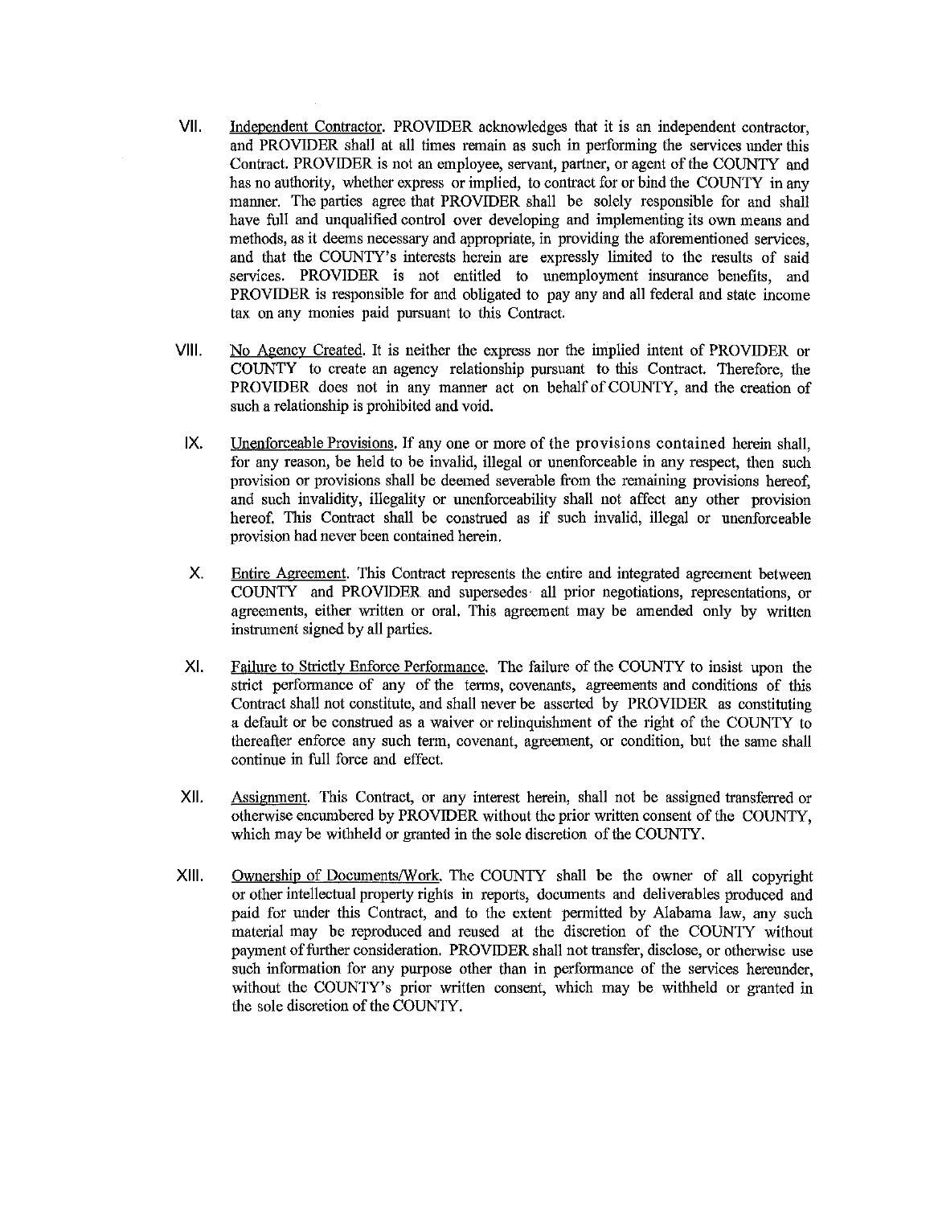VII. Independent Contractor. PROVIDER acknowledges that it is an independent contractor, and PROVIDER shall at all times remain as such in performing the services under this Contract. PROVIDER is not an employee, servant, partner, or agent of the COUNTY and has no authority, whether express or implied, to contract for or bind the COUNTY in any manner. The parties agree that PROVIDER shall be solely responsible for and shall have full and unqualified control over developing and implementing its own means and methods, as it deems necessary and appropriate, in providing the aforementioned services, and that the COUNTY's interests herein are expressly limited to the results of said services. PROVIDER is not entitled to unemployment insurance benefits, and PROVIDER is responsible for and obligated to pay any and all federal and state income tax on any monies paid pursuant to this Contract.

VIII. No Agency Created. It is neither the express nor the implied intent of PROVIDER or COUNTY to create an agency relationship pursuant to this Contract. Therefore, the PROVIDER does not in any manner act on behalf of COUNTY, and the creation of such a relationship is prohibited and void.

IX. Unenforceable Provisions. If any one or more of the provisions contained herein shall, for any reason, be held to be invalid, illegal or unenforceable in any respect, then such provision or provisions shall be deemed severable from the remaining provisions hereof, and such invalidity, illegality or unenforceability shall not affect any other provision hereof. This Contract shall be construed as if such invalid, illegal or unenforceable provision had never been contained herein.

X. Entire Agreement. This Contract represents the entire and integrated agreement between COUNTY and PROVIDER and supersedes all prior negotiations, representations, or agreements, either written or oral. This agreement may be amended only by written instrument signed by all parties.

XI. Failure to Strictly Enforce Performance. The failure of the COUNTY to insist upon the strict performance of any of the terms, covenants, agreements and conditions of this Contract shall not constitute, and shall never be asserted by PROVIDER as constituting a default or be construed as a waiver or relinquishment of the right of the COUNTY to thereafter enforce any such term, covenant, agreement, or condition, but the same shall continue in full force and effect.

XII. Assignment. This Contract, or any interest herein, shall not be assigned transferred or otherwise encumbered by PROVIDER without the prior written consent of the COUNTY, which may be withheld or granted in the sole discretion of the COUNTY.

XIII. Ownership of Documents/Work. The COUNTY shall be the owner of all copyright or other intellectual property rights in reports, documents and deliverables produced and paid for under this Contract, and to the extent permitted by Alabama law, any such material may be reproduced and reused at the discretion of the COUNTY without payment of further consideration. PROVIDER shall not transfer, disclose, or otherwise use such information for any purpose other than in performance of the services hereunder, without the COUNTY's prior written consent, which may be withheld or granted in the sole discretion of the COUNTY.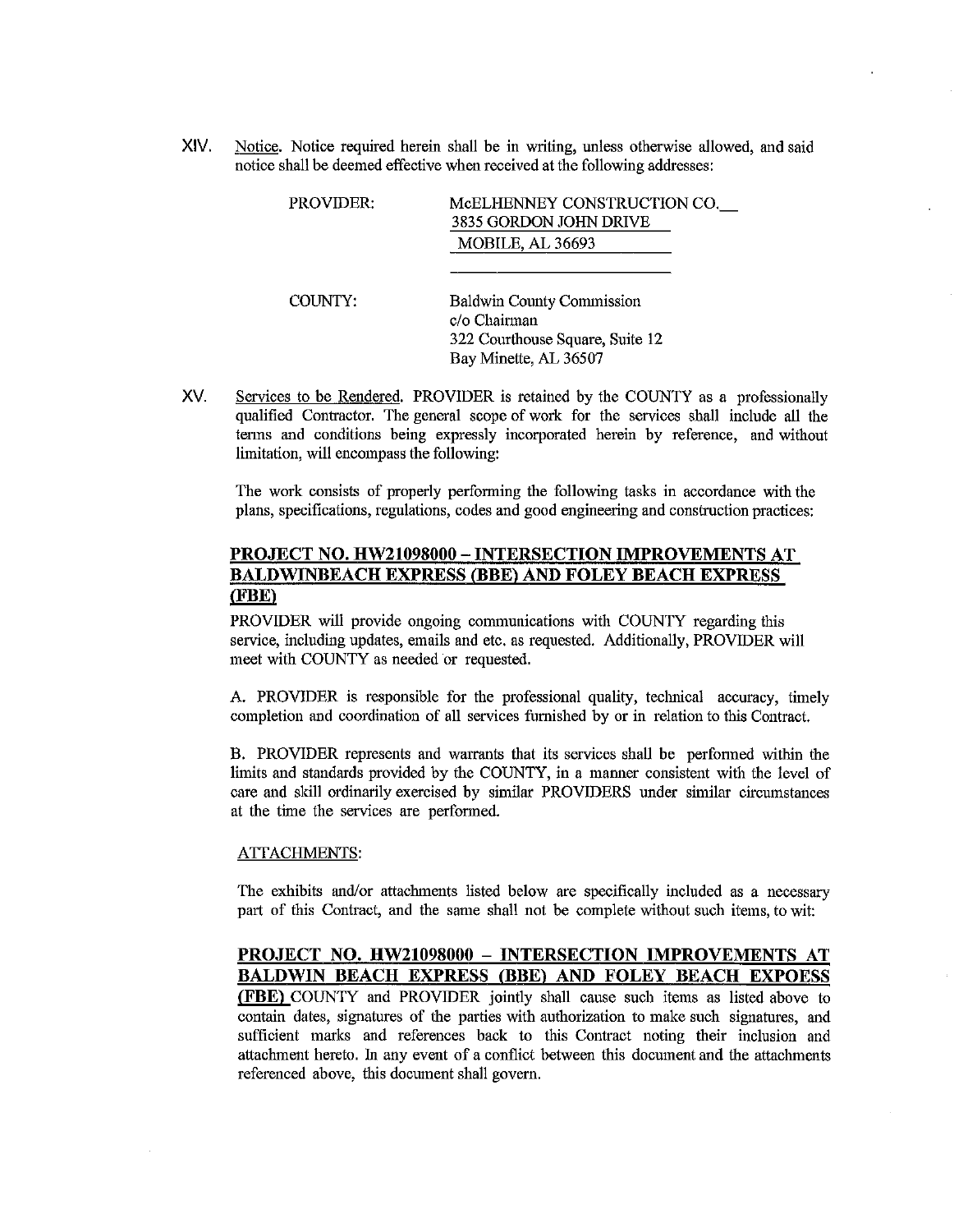XIV. Notice. Notice required herein shall be in writing, unless otherwise allowed, and said notice shall be deemed effective when received at the following addresses:

PROVIDER: McELHENNEY CONSTRUCTION CO.
3835 GORDON JOHN DRIVE
MOBILE, AL 36693

COUNTY: Baldwin County Commission
c/o Chairman
322 Courthouse Square, Suite 12
Bay Minette, AL 36507

XV. Services to be Rendered. PROVIDER is retained by the COUNTY as a professionally qualified Contractor. The general scope of work for the services shall include all the terms and conditions being expressly incorporated herein by reference, and without limitation, will encompass the following:

The work consists of properly performing the following tasks in accordance with the plans, specifications, regulations, codes and good engineering and construction practices:

**PROJECT NO. HW21098000 – INTERSECTION IMPROVEMENTS AT BALDWINBEACH EXPRESS (BBE) AND FOLEY BEACH EXPRESS (FBE)**

PROVIDER will provide ongoing communications with COUNTY regarding this service, including updates, emails and etc. as requested. Additionally, PROVIDER will meet with COUNTY as needed or requested.

A. PROVIDER is responsible for the professional quality, technical accuracy, timely completion and coordination of all services furnished by or in relation to this Contract.

B. PROVIDER represents and warrants that its services shall be performed within the limits and standards provided by the COUNTY, in a manner consistent with the level of care and skill ordinarily exercised by similar PROVIDERS under similar circumstances at the time the services are performed.

ATTACHMENTS:

The exhibits and/or attachments listed below are specifically included as a necessary part of this Contract, and the same shall not be complete without such items, to wit:

**PROJECT NO. HW21098000 – INTERSECTION IMPROVEMENTS AT BALDWIN BEACH EXPRESS (BBE) AND FOLEY BEACH EXPOESS (FBE)** COUNTY and PROVIDER jointly shall cause such items as listed above to contain dates, signatures of the parties with authorization to make such signatures, and sufficient marks and references back to this Contract noting their inclusion and attachment hereto. In any event of a conflict between this document and the attachments referenced above, this document shall govern.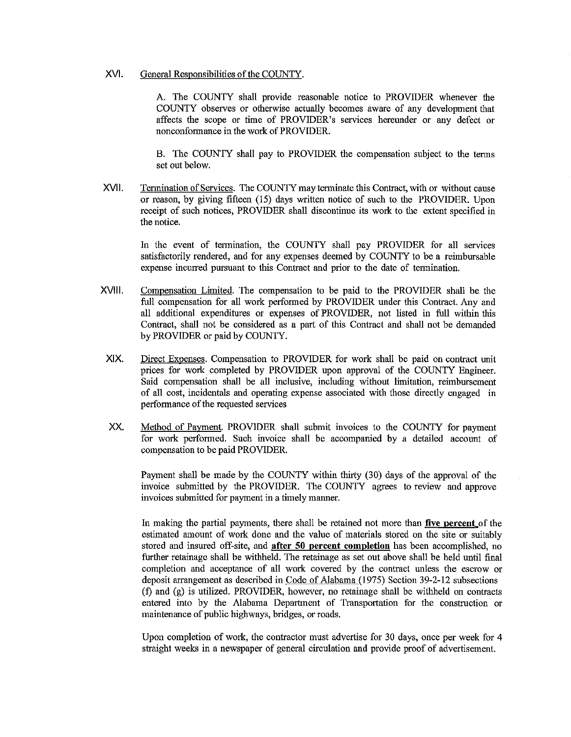XVI. <u>General Responsibilities of the COUNTY</u>.

A. The COUNTY shall provide reasonable notice to PROVIDER whenever the COUNTY observes or otherwise actually becomes aware of any development that affects the scope or time of PROVIDER's services hereunder or any defect or nonconformance in the work of PROVIDER.

B. The COUNTY shall pay to PROVIDER the compensation subject to the terms set out below.

XVII. <u>Termination of Services</u>. The COUNTY may terminate this Contract, with or without cause or reason, by giving fifteen (15) days written notice of such to the PROVIDER. Upon receipt of such notices, PROVIDER shall discontinue its work to the extent specified in the notice.

In the event of termination, the COUNTY shall pay PROVIDER for all services satisfactorily rendered, and for any expenses deemed by COUNTY to be a reimbursable expense incurred pursuant to this Contract and prior to the date of termination.

XVIII. <u>Compensation Limited</u>. The compensation to be paid to the PROVIDER shall be the full compensation for all work performed by PROVIDER under this Contract. Any and all additional expenditures or expenses of PROVIDER, not listed in full within this Contract, shall not be considered as a part of this Contract and shall not be demanded by PROVIDER or paid by COUNTY.

XIX. <u>Direct Expenses</u>. Compensation to PROVIDER for work shall be paid on contract unit prices for work completed by PROVIDER upon approval of the COUNTY Engineer. Said compensation shall be all inclusive, including without limitation, reimbursement of all cost, incidentals and operating expense associated with those directly engaged in performance of the requested services

XX. <u>Method of Payment</u>. PROVIDER shall submit invoices to the COUNTY for payment for work performed. Such invoice shall be accompanied by a detailed account of compensation to be paid PROVIDER.

Payment shall be made by the COUNTY within thirty (30) days of the approval of the invoice submitted by the PROVIDER. The COUNTY agrees to review and approve invoices submitted for payment in a timely manner.

In making the partial payments, there shall be retained not more than <u>**five percent**</u> of the estimated amount of work done and the value of materials stored on the site or suitably stored and insured off-site, and <u>**after 50 percent completion**</u> has been accomplished, no further retainage shall be withheld. The retainage as set out above shall be held until final completion and acceptance of all work covered by the contract unless the escrow or deposit arrangement as described in <u>Code of Alabama</u> (1975) Section 39-2-12 subsections (f) and (g) is utilized. PROVIDER, however, no retainage shall be withheld on contracts entered into by the Alabama Department of Transportation for the construction or maintenance of public highways, bridges, or roads.

Upon completion of work, the contractor must advertise for 30 days, once per week for 4 straight weeks in a newspaper of general circulation and provide proof of advertisement.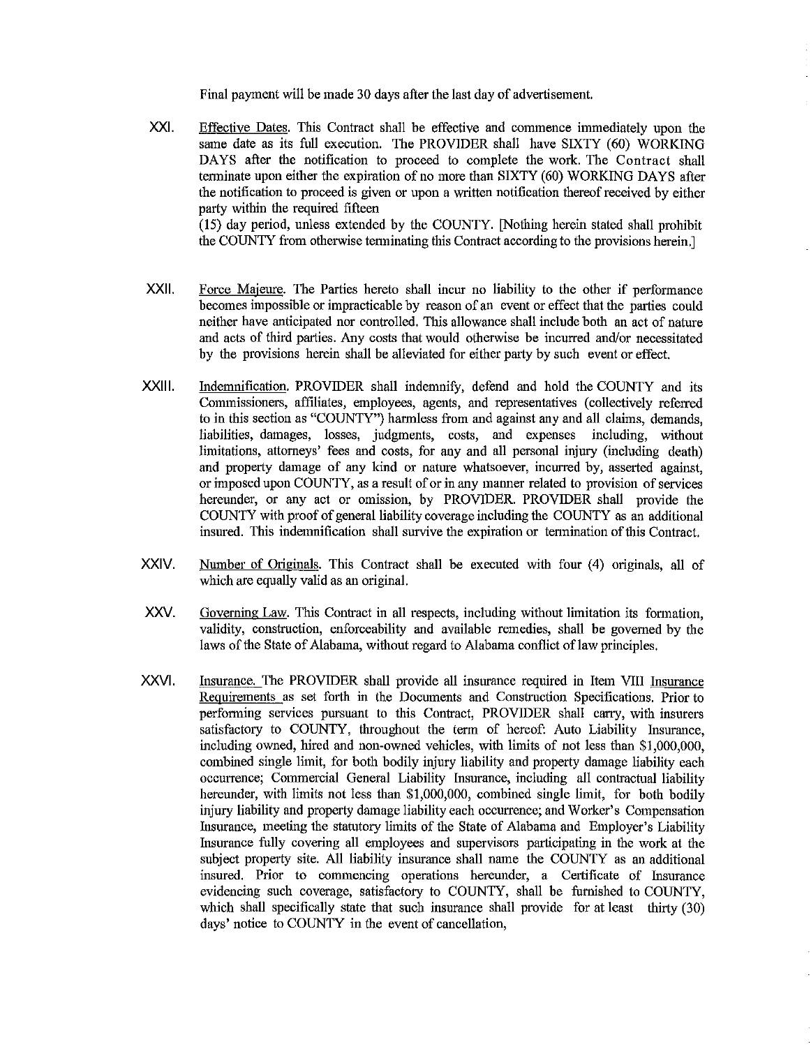Final payment will be made 30 days after the last day of advertisement.

XXI. Effective Dates. This Contract shall be effective and commence immediately upon the same date as its full execution. The PROVIDER shall have SIXTY (60) WORKING DAYS after the notification to proceed to complete the work. The Contract shall terminate upon either the expiration of no more than SIXTY (60) WORKING DAYS after the notification to proceed is given or upon a written notification thereof received by either party within the required fifteen (15) day period, unless extended by the COUNTY. [Nothing herein stated shall prohibit the COUNTY from otherwise terminating this Contract according to the provisions herein.]

XXII. Force Majeure. The Parties hereto shall incur no liability to the other if performance becomes impossible or impracticable by reason of an event or effect that the parties could neither have anticipated nor controlled. This allowance shall include both an act of nature and acts of third parties. Any costs that would otherwise be incurred and/or necessitated by the provisions herein shall be alleviated for either party by such event or effect.

XXIII. Indemnification. PROVIDER shall indemnify, defend and hold the COUNTY and its Commissioners, affiliates, employees, agents, and representatives (collectively referred to in this section as "COUNTY") harmless from and against any and all claims, demands, liabilities, damages, losses, judgments, costs, and expenses including, without limitations, attorneys' fees and costs, for any and all personal injury (including death) and property damage of any kind or nature whatsoever, incurred by, asserted against, or imposed upon COUNTY, as a result of or in any manner related to provision of services hereunder, or any act or omission, by PROVIDER. PROVIDER shall provide the COUNTY with proof of general liability coverage including the COUNTY as an additional insured. This indemnification shall survive the expiration or termination of this Contract.

XXIV. Number of Originals. This Contract shall be executed with four (4) originals, all of which are equally valid as an original.

XXV. Governing Law. This Contract in all respects, including without limitation its formation, validity, construction, enforceability and available remedies, shall be governed by the laws of the State of Alabama, without regard to Alabama conflict of law principles.

XXVI. Insurance. The PROVIDER shall provide all insurance required in Item VIII Insurance Requirements as set forth in the Documents and Construction Specifications. Prior to performing services pursuant to this Contract, PROVIDER shall carry, with insurers satisfactory to COUNTY, throughout the term of hereof: Auto Liability Insurance, including owned, hired and non-owned vehicles, with limits of not less than $1,000,000, combined single limit, for both bodily injury liability and property damage liability each occurrence; Commercial General Liability Insurance, including all contractual liability hereunder, with limits not less than $1,000,000, combined single limit, for both bodily injury liability and property damage liability each occurrence; and Worker's Compensation Insurance, meeting the statutory limits of the State of Alabama and Employer's Liability Insurance fully covering all employees and supervisors participating in the work at the subject property site. All liability insurance shall name the COUNTY as an additional insured. Prior to commencing operations hereunder, a Certificate of Insurance evidencing such coverage, satisfactory to COUNTY, shall be furnished to COUNTY, which shall specifically state that such insurance shall provide for at least thirty (30) days' notice to COUNTY in the event of cancellation,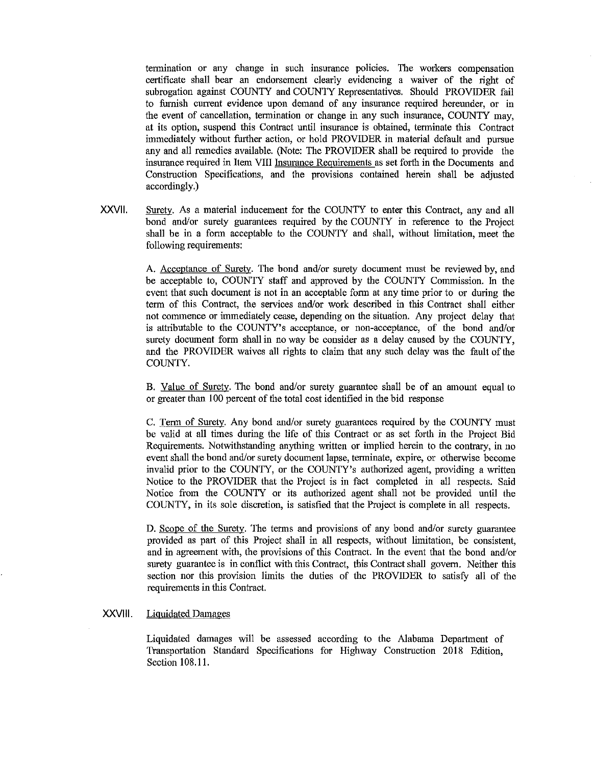termination or any change in such insurance policies. The workers compensation certificate shall bear an endorsement clearly evidencing a waiver of the right of subrogation against COUNTY and COUNTY Representatives. Should PROVIDER fail to furnish current evidence upon demand of any insurance required hereunder, or in the event of cancellation, termination or change in any such insurance, COUNTY may, at its option, suspend this Contract until insurance is obtained, terminate this Contract immediately without further action, or hold PROVIDER in material default and pursue any and all remedies available. (Note: The PROVIDER shall be required to provide the insurance required in Item VIII Insurance Requirements as set forth in the Documents and Construction Specifications, and the provisions contained herein shall be adjusted accordingly.)

XXVII. Surety. As a material inducement for the COUNTY to enter this Contract, any and all bond and/or surety guarantees required by the COUNTY in reference to the Project shall be in a form acceptable to the COUNTY and shall, without limitation, meet the following requirements:

A. Acceptance of Surety. The bond and/or surety document must be reviewed by, and be acceptable to, COUNTY staff and approved by the COUNTY Commission. In the event that such document is not in an acceptable form at any time prior to or during the term of this Contract, the services and/or work described in this Contract shall either not commence or immediately cease, depending on the situation. Any project delay that is attributable to the COUNTY's acceptance, or non-acceptance, of the bond and/or surety document form shall in no way be consider as a delay caused by the COUNTY, and the PROVIDER waives all rights to claim that any such delay was the fault of the COUNTY.

B. Value of Surety. The bond and/or surety guarantee shall be of an amount equal to or greater than 100 percent of the total cost identified in the bid response

C. Term of Surety. Any bond and/or surety guarantees required by the COUNTY must be valid at all times during the life of this Contract or as set forth in the Project Bid Requirements. Notwithstanding anything written or implied herein to the contrary, in no event shall the bond and/or surety document lapse, terminate, expire, or otherwise become invalid prior to the COUNTY, or the COUNTY's authorized agent, providing a written Notice to the PROVIDER that the Project is in fact completed in all respects. Said Notice from the COUNTY or its authorized agent shall not be provided until the COUNTY, in its sole discretion, is satisfied that the Project is complete in all respects.

D. Scope of the Surety. The terms and provisions of any bond and/or surety guarantee provided as part of this Project shall in all respects, without limitation, be consistent, and in agreement with, the provisions of this Contract. In the event that the bond and/or surety guarantee is in conflict with this Contract, this Contract shall govern. Neither this section nor this provision limits the duties of the PROVIDER to satisfy all of the requirements in this Contract.

XXVIII. Liquidated Damages

Liquidated damages will be assessed according to the Alabama Department of Transportation Standard Specifications for Highway Construction 2018 Edition, Section 108.11.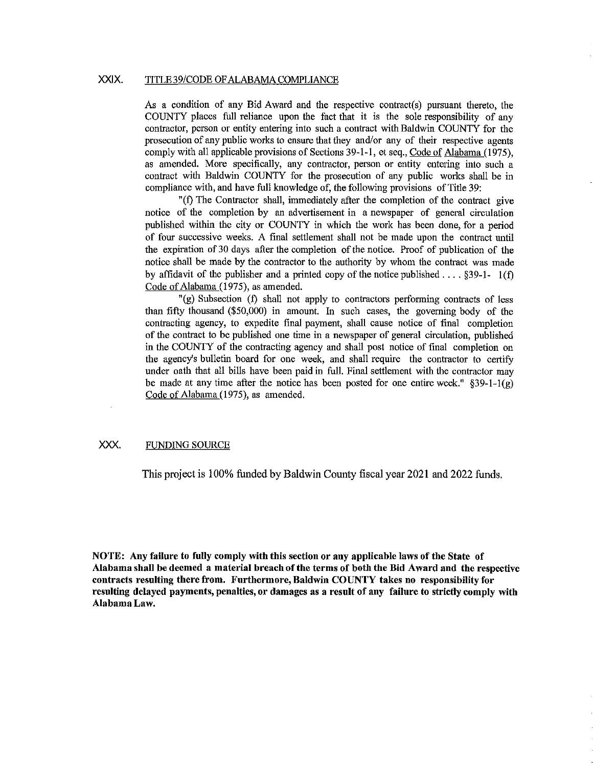## XXIX. TITLE 39/CODE OF ALABAMA COMPLIANCE

As a condition of any Bid Award and the respective contract(s) pursuant thereto, the COUNTY places full reliance upon the fact that it is the sole responsibility of any contractor, person or entity entering into such a contract with Baldwin COUNTY for the prosecution of any public works to ensure that they and/or any of their respective agents comply with all applicable provisions of Sections 39-1-1, et seq., Code of Alabama (1975), as amended. More specifically, any contractor, person or entity entering into such a contract with Baldwin COUNTY for the prosecution of any public works shall be in compliance with, and have full knowledge of, the following provisions of Title 39:

"(f) The Contractor shall, immediately after the completion of the contract give notice of the completion by an advertisement in a newspaper of general circulation published within the city or COUNTY in which the work has been done, for a period of four successive weeks. A final settlement shall not be made upon the contract until the expiration of 30 days after the completion of the notice. Proof of publication of the notice shall be made by the contractor to the authority by whom the contract was made by affidavit of the publisher and a printed copy of the notice published . . . . §39-1- 1(f) Code of Alabama (1975), as amended.

"(g) Subsection (f) shall not apply to contractors performing contracts of less than fifty thousand ($50,000) in amount. In such cases, the governing body of the contracting agency, to expedite final payment, shall cause notice of final completion of the contract to be published one time in a newspaper of general circulation, published in the COUNTY of the contracting agency and shall post notice of final completion on the agency's bulletin board for one week, and shall require the contractor to certify under oath that all bills have been paid in full. Final settlement with the contractor may be made at any time after the notice has been posted for one entire week." §39-1-1(g) Code of Alabama (1975), as amended.

## XXX. FUNDING SOURCE

This project is 100% funded by Baldwin County fiscal year 2021 and 2022 funds.

**NOTE: Any failure to fully comply with this section or any applicable laws of the State of Alabama shall be deemed a material breach of the terms of both the Bid Award and the respective contracts resulting there from. Furthermore, Baldwin COUNTY takes no responsibility for resulting delayed payments, penalties, or damages as a result of any failure to strictly comply with Alabama Law.**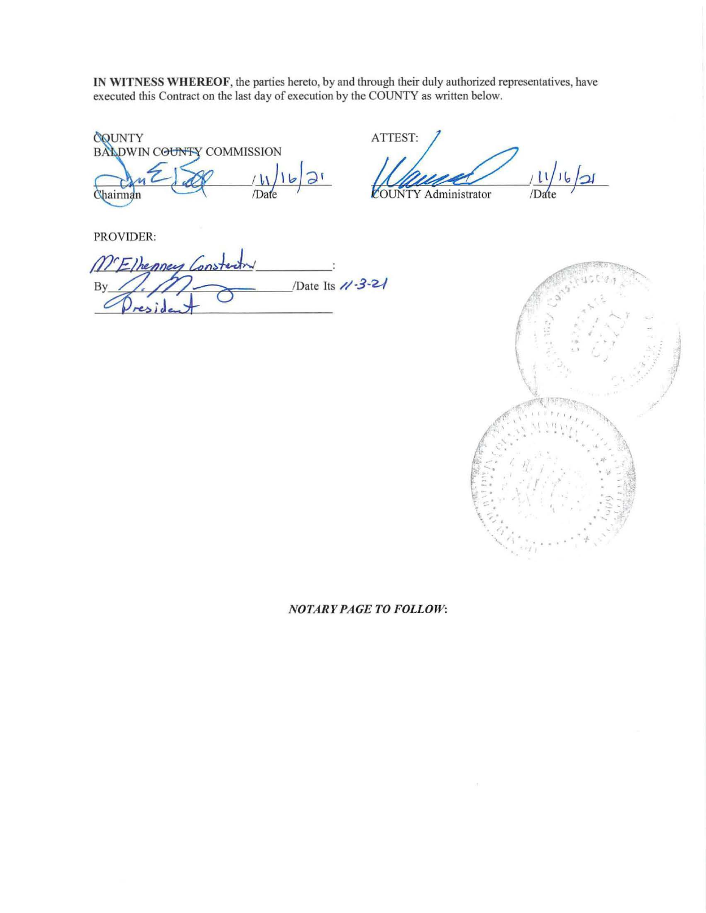**IN WITNESS WHEREOF**, the parties hereto, by and through their duly authorized representatives, have executed this Contract on the last day of execution by the COUNTY as written below.

COUNTY
BALDWIN COUNTY COMMISSION

_______________ /11/16/21
Chairman /Date

ATTEST:

_______________ /11/16/21
COUNTY Administrator /Date

PROVIDER:

McElhenney Construction:
By_______________ /Date Its 11-3-21
President

*NOTARY PAGE TO FOLLOW*: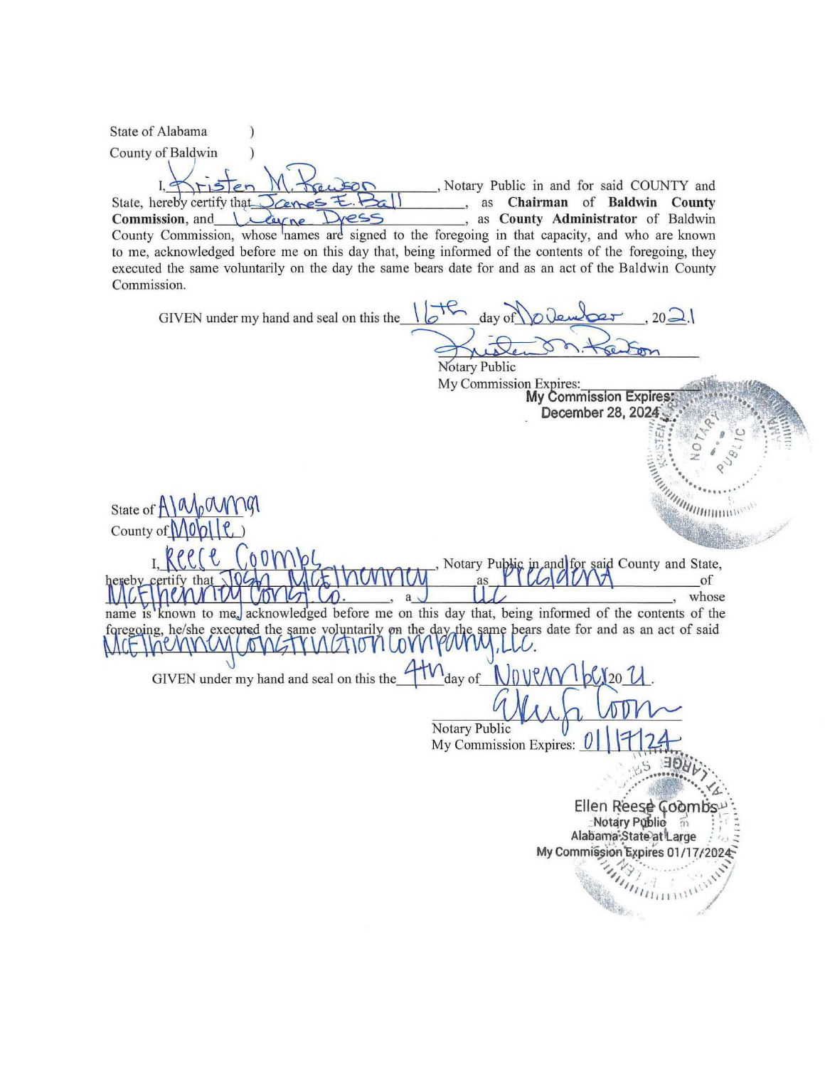State of Alabama )
County of Baldwin )

I, Kristen M. Pewson, Notary Public in and for said COUNTY and State, hereby certify that James E. Ball, as **Chairman** of **Baldwin County Commission**, and Wayne Dress, as **County Administrator** of Baldwin County Commission, whose names are signed to the foregoing in that capacity, and who are known to me, acknowledged before me on this day that, being informed of the contents of the foregoing, they executed the same voluntarily on the day the same bears date for and as an act of the Baldwin County Commission.

GIVEN under my hand and seal on this the 16th day of November, 2021

Kristen M. Pewson
Notary Public
My Commission Expires:
My Commission Expires:
December 28, 2024

KRISTEN M. ... NOTARY PUBLIC ... ALABAMA

State of Alabama
County of Mobile )

I, Reece Coombs, Notary Public in and for said County and State, hereby certify that Josh McElhenney as President of McElhenney Const. Co., a LLC, whose name is known to me, acknowledged before me on this day that, being informed of the contents of the foregoing, he/she executed the same voluntarily on the day the same bears date for and as an act of said McElhenney Construction Company, LLC.

GIVEN under my hand and seal on this the 4th day of November 20 21.

Ellen Coombs
Notary Public
My Commission Expires: 01/17/24

Ellen Reese Coombs
Notary Public
Alabama State at Large
My Commission Expires 01/17/2024